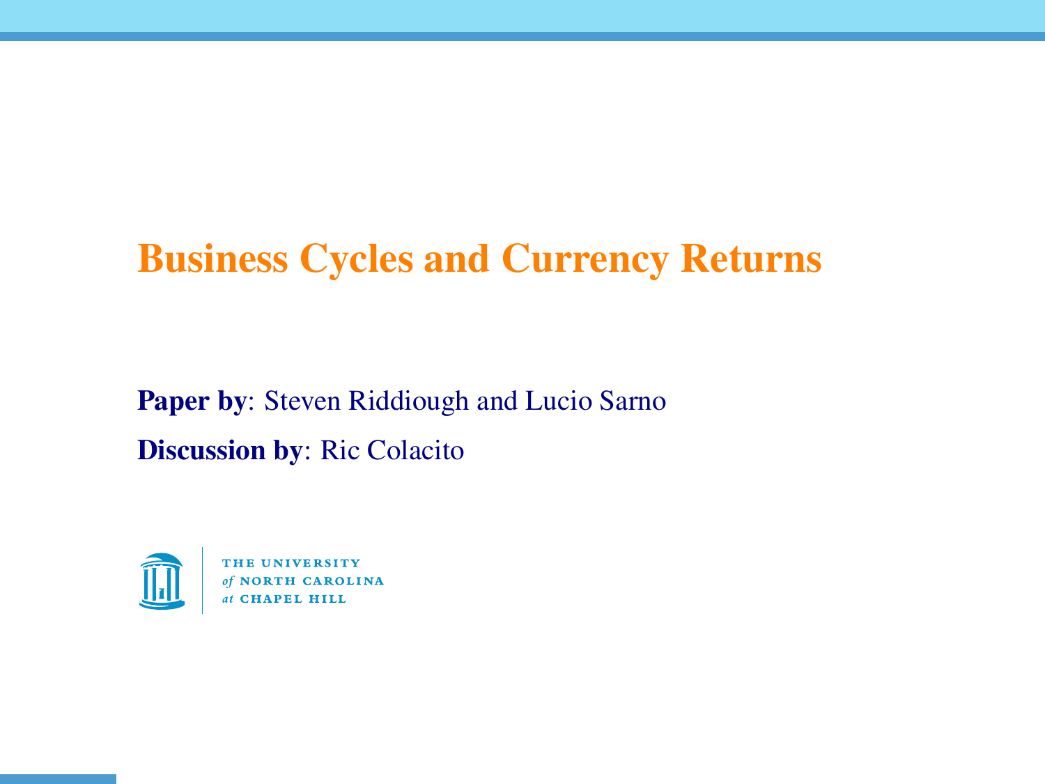# Business Cycles and Currency Returns

**Paper by**: Steven Riddiough and Lucio Sarno

**Discussion by**: Ric Colacito

THE UNIVERSITY *of* NORTH CAROLINA *at* CHAPEL HILL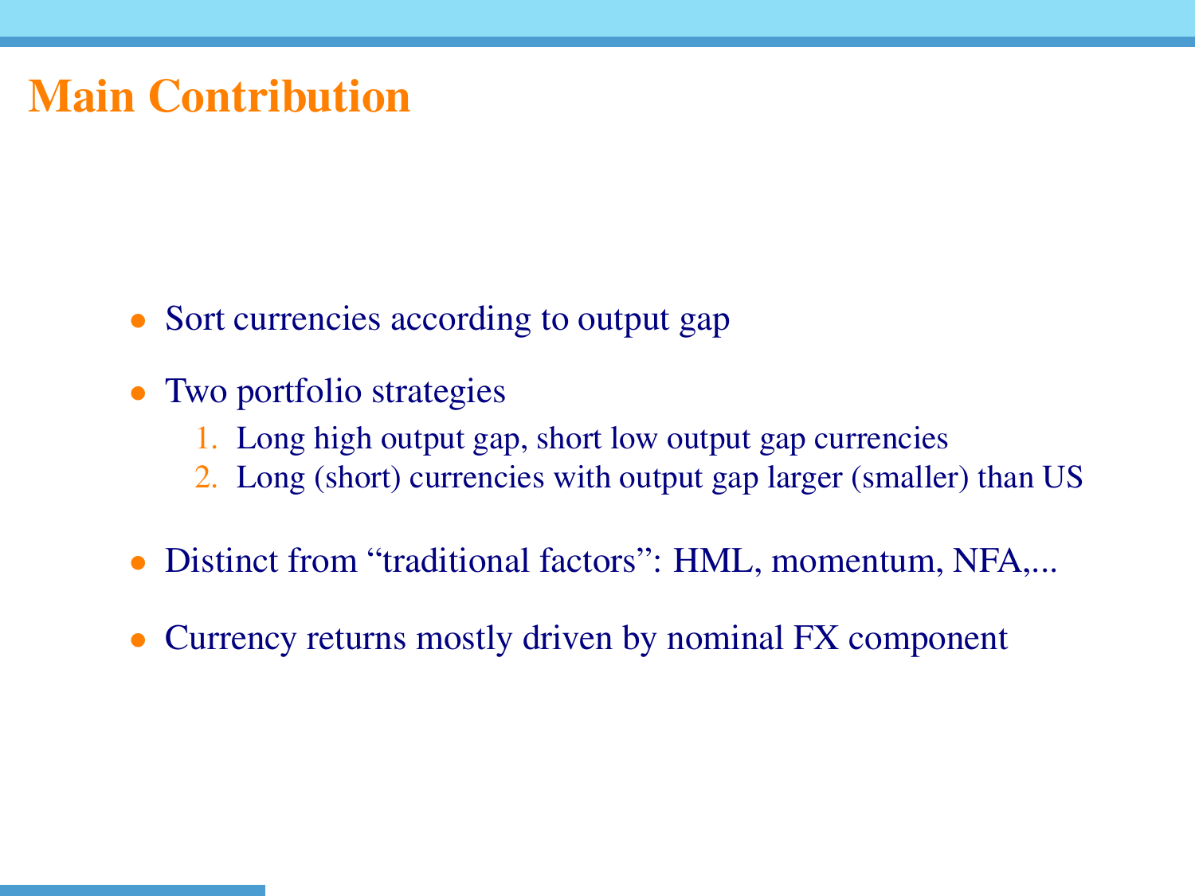# Main Contribution

- Sort currencies according to output gap
- Two portfolio strategies
  1. Long high output gap, short low output gap currencies
  2. Long (short) currencies with output gap larger (smaller) than US
- Distinct from "traditional factors": HML, momentum, NFA,...
- Currency returns mostly driven by nominal FX component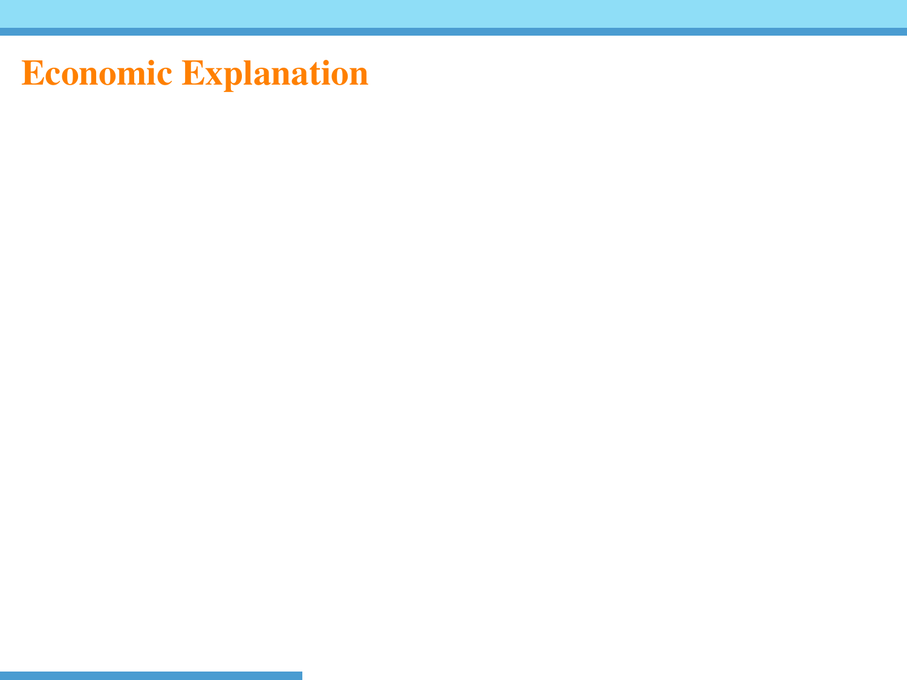# Economic Explanation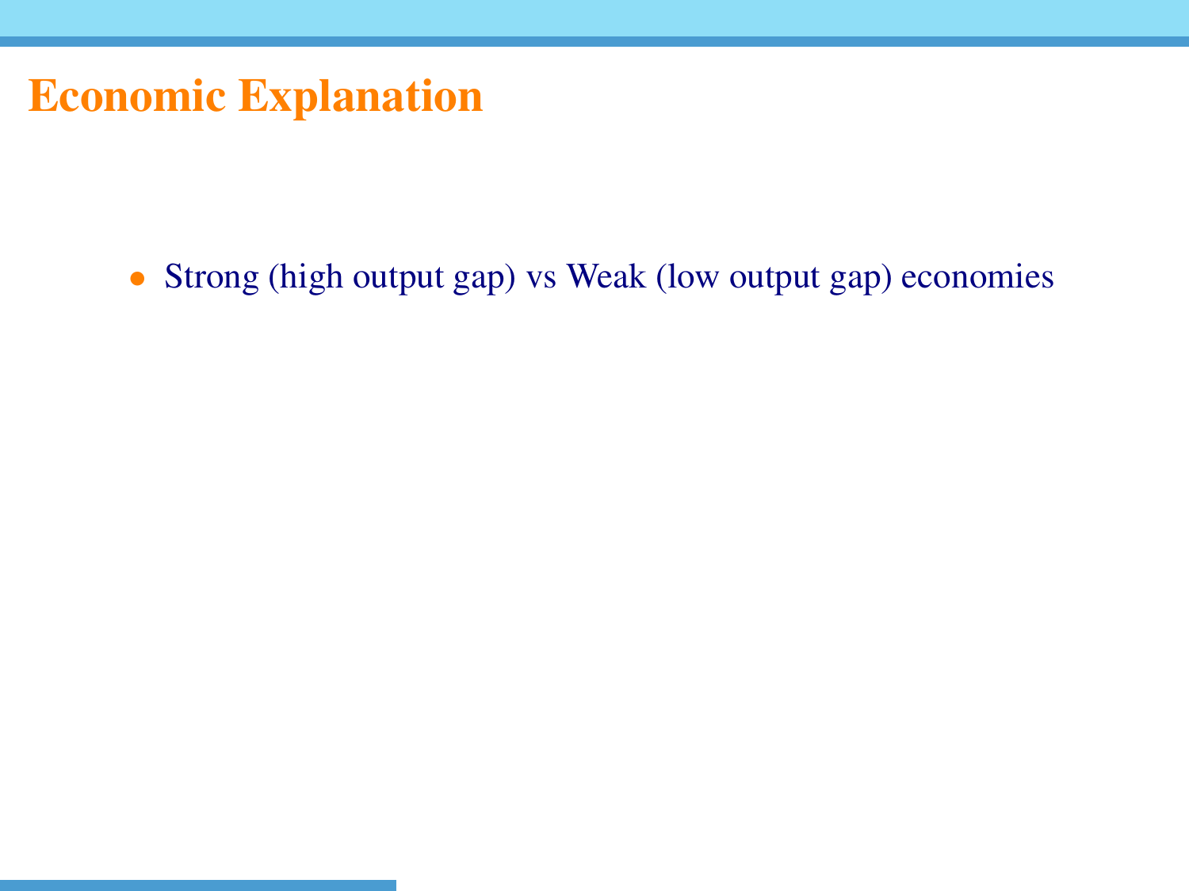# Economic Explanation

- Strong (high output gap) vs Weak (low output gap) economies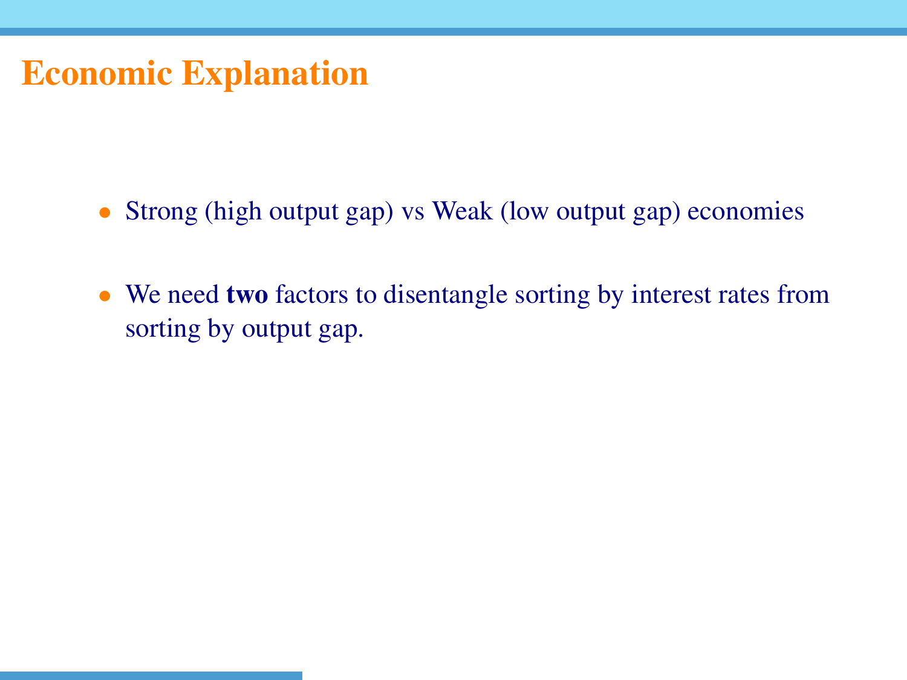# Economic Explanation

- Strong (high output gap) vs Weak (low output gap) economies
- We need **two** factors to disentangle sorting by interest rates from sorting by output gap.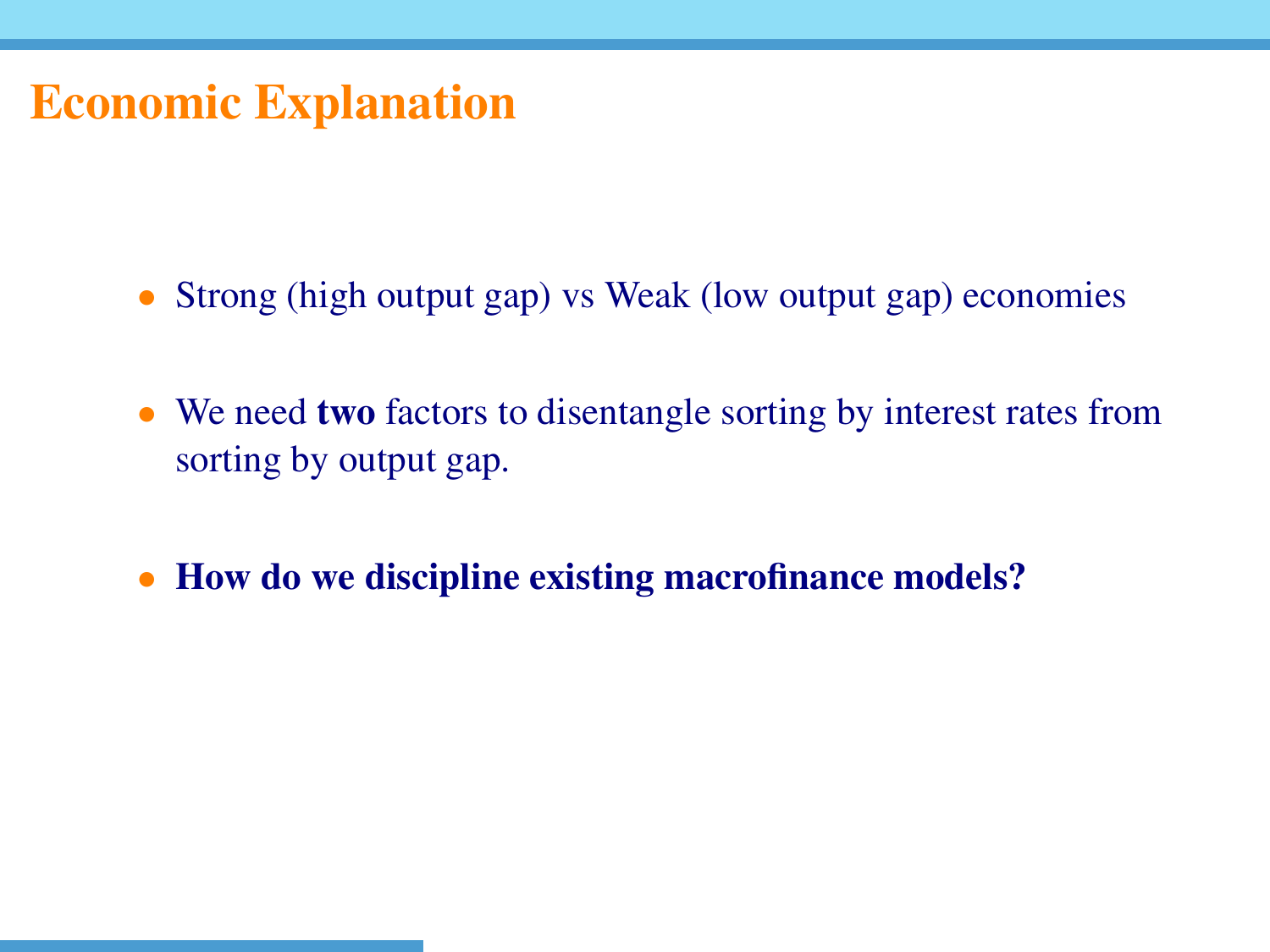## Economic Explanation

- Strong (high output gap) vs Weak (low output gap) economies
- We need **two** factors to disentangle sorting by interest rates from sorting by output gap.
- **How do we discipline existing macrofinance models?**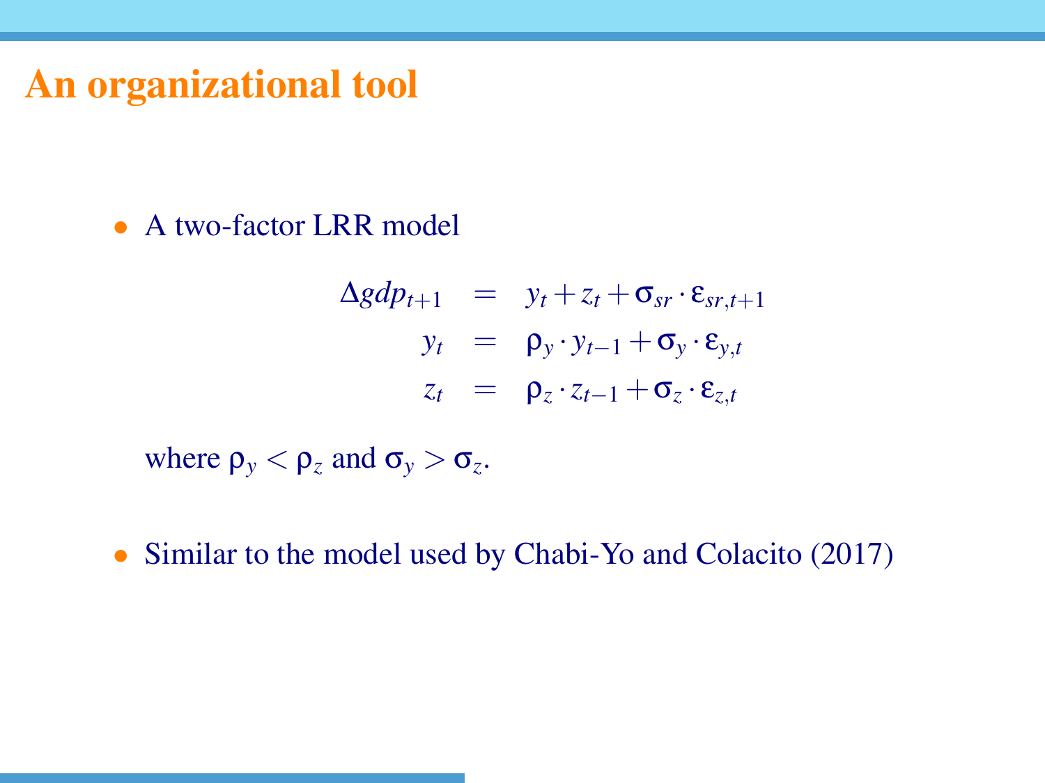# An organizational tool

- A two-factor LRR model

$$
\begin{aligned}
\Delta gdp_{t+1} &= y_t + z_t + \sigma_{sr} \cdot \varepsilon_{sr,t+1} \\
y_t &= \rho_y \cdot y_{t-1} + \sigma_y \cdot \varepsilon_{y,t} \\
z_t &= \rho_z \cdot z_{t-1} + \sigma_z \cdot \varepsilon_{z,t}
\end{aligned}
$$

  where $\rho_y < \rho_z$ and $\sigma_y > \sigma_z$.

- Similar to the model used by Chabi-Yo and Colacito (2017)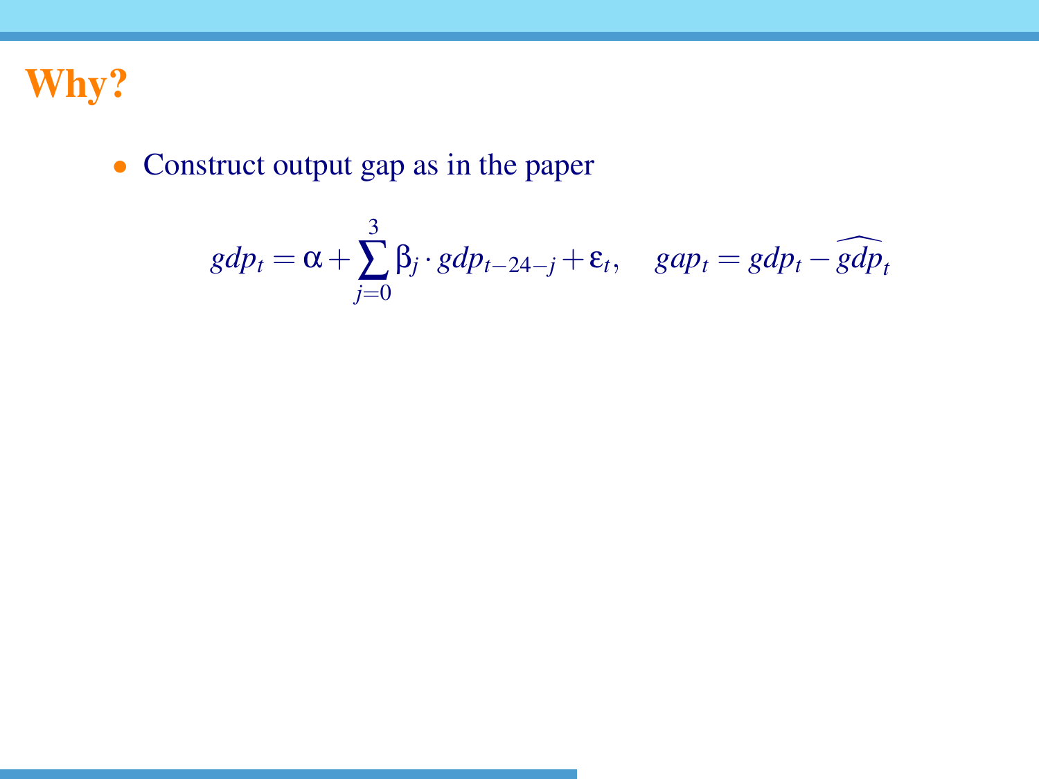# Why?

- Construct output gap as in the paper

$$gdp_t = \alpha + \sum_{j=0}^{3} \beta_j \cdot gdp_{t-24-j} + \varepsilon_t, \quad gap_t = gdp_t - \widehat{gdp_t}$$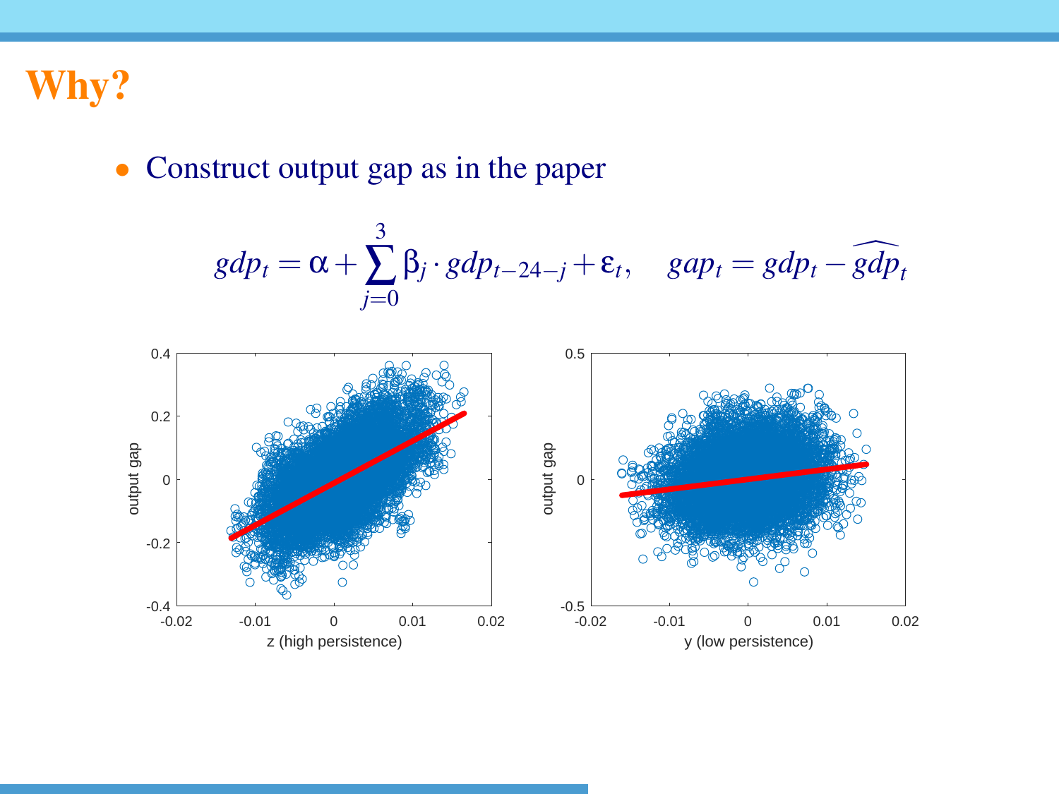# Why?

- Construct output gap as in the paper

$$gdp_t = \alpha + \sum_{j=0}^{3} \beta_j \cdot gdp_{t-24-j} + \varepsilon_t, \quad gap_t = gdp_t - \widehat{gdp}_t$$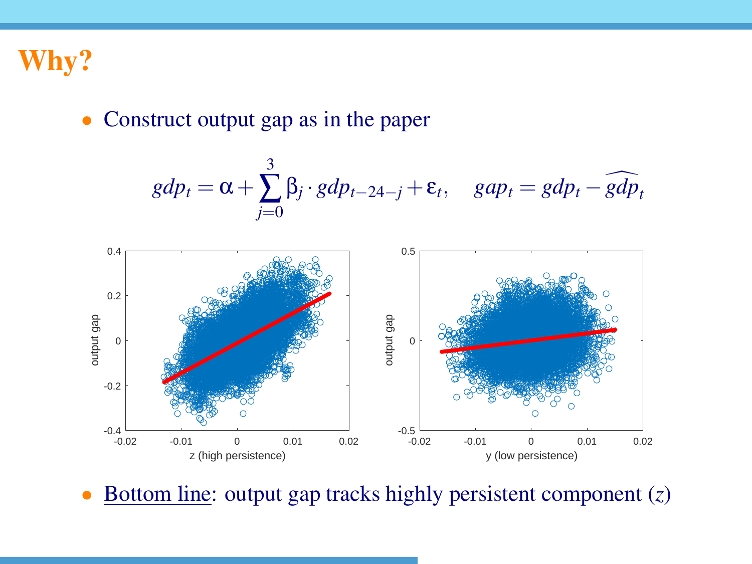# Why?

- Construct output gap as in the paper

$$gdp_t = \alpha + \sum_{j=0}^{3} \beta_j \cdot gdp_{t-24-j} + \varepsilon_t, \quad gap_t = gdp_t - \widehat{gdp}_t$$

- Bottom line: output gap tracks highly persistent component ($z$)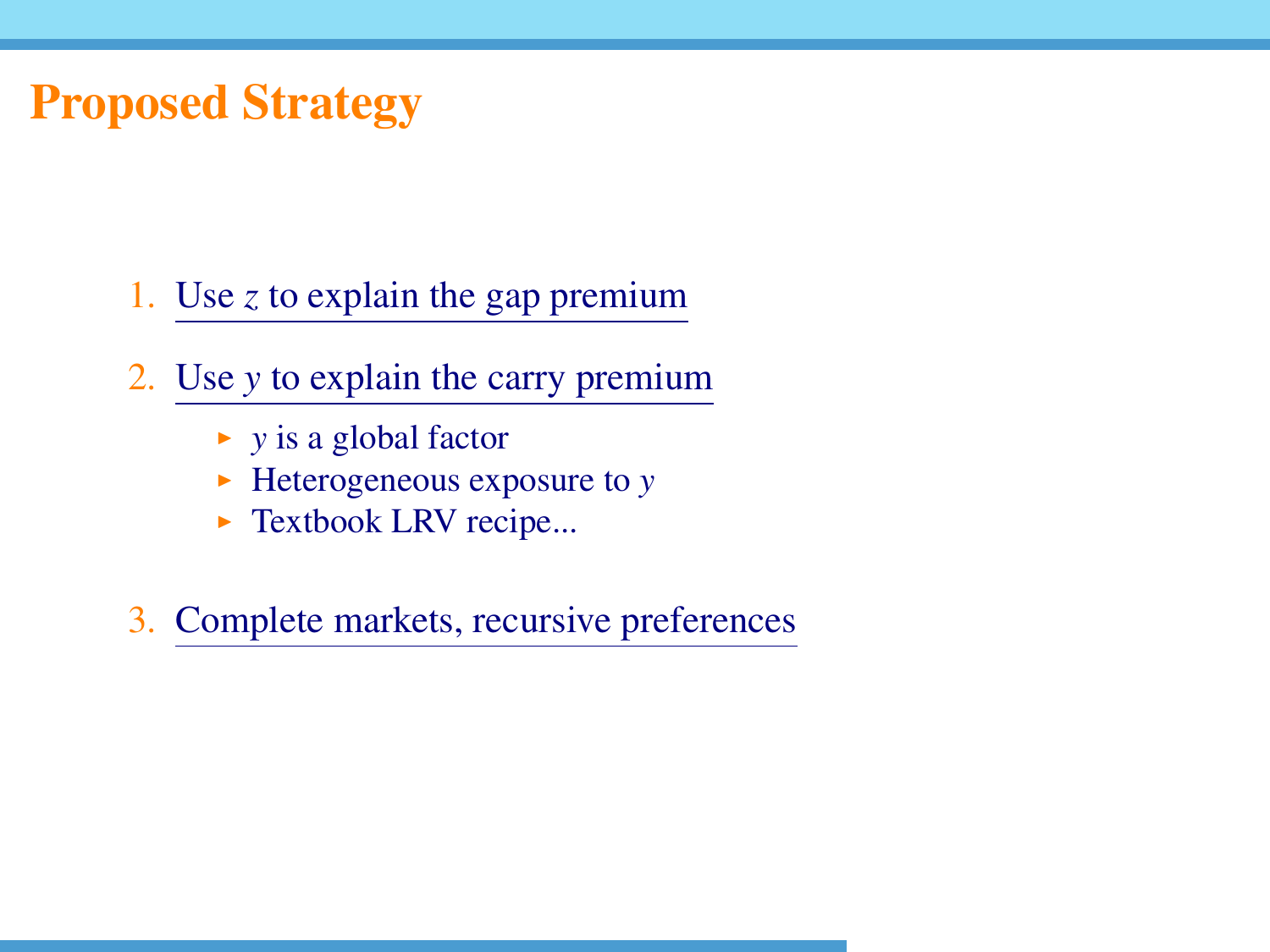# Proposed Strategy

1. Use $z$ to explain the gap premium
2. Use $y$ to explain the carry premium
   - $y$ is a global factor
   - Heterogeneous exposure to $y$
   - Textbook LRV recipe...
3. Complete markets, recursive preferences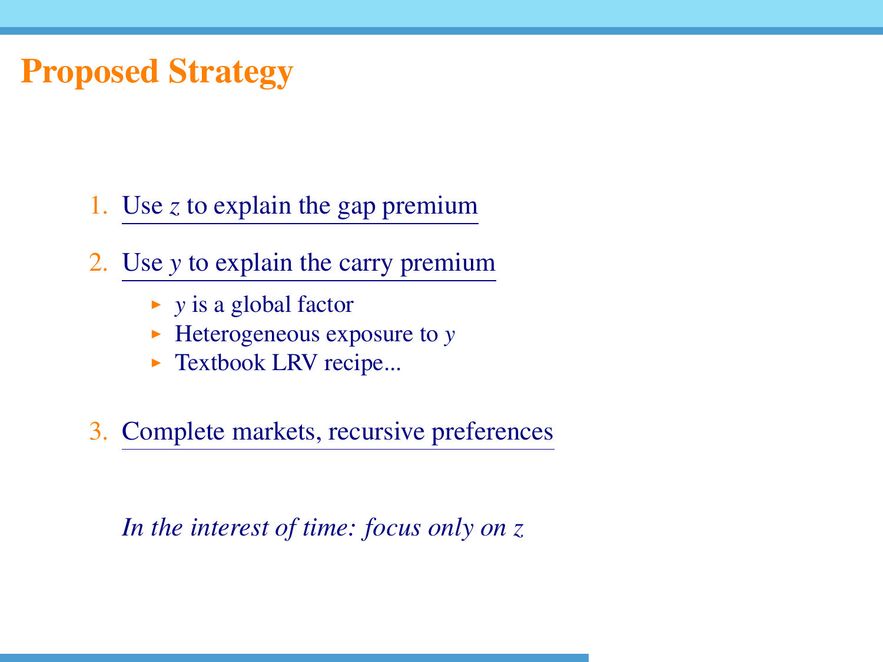# Proposed Strategy

1. Use $z$ to explain the gap premium
2. Use $y$ to explain the carry premium
   - $y$ is a global factor
   - Heterogeneous exposure to $y$
   - Textbook LRV recipe...
3. Complete markets, recursive preferences

*In the interest of time: focus only on $z$*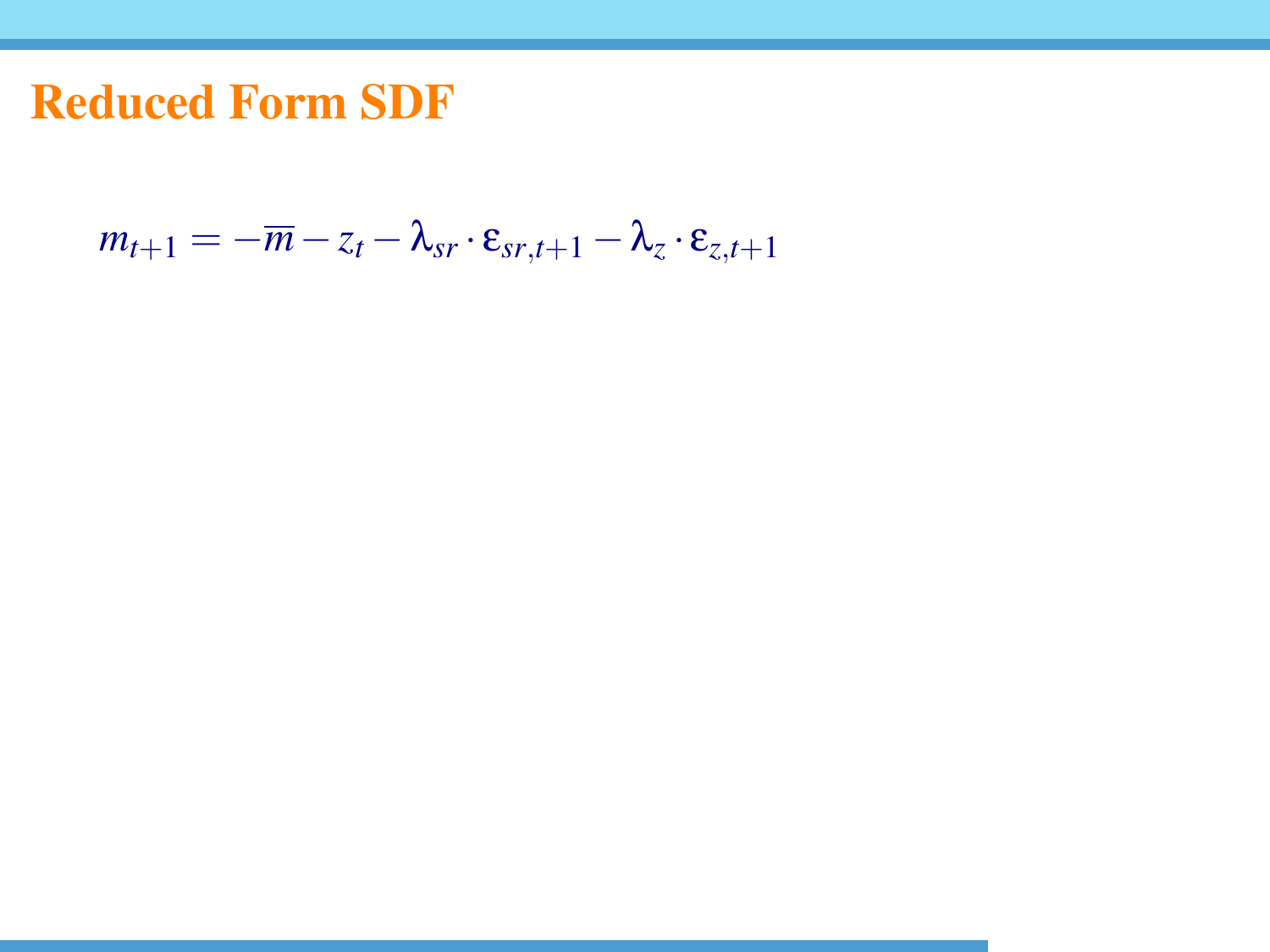# Reduced Form SDF

$$m_{t+1} = -\overline{m} - z_t - \lambda_{sr} \cdot \varepsilon_{sr,t+1} - \lambda_z \cdot \varepsilon_{z,t+1}$$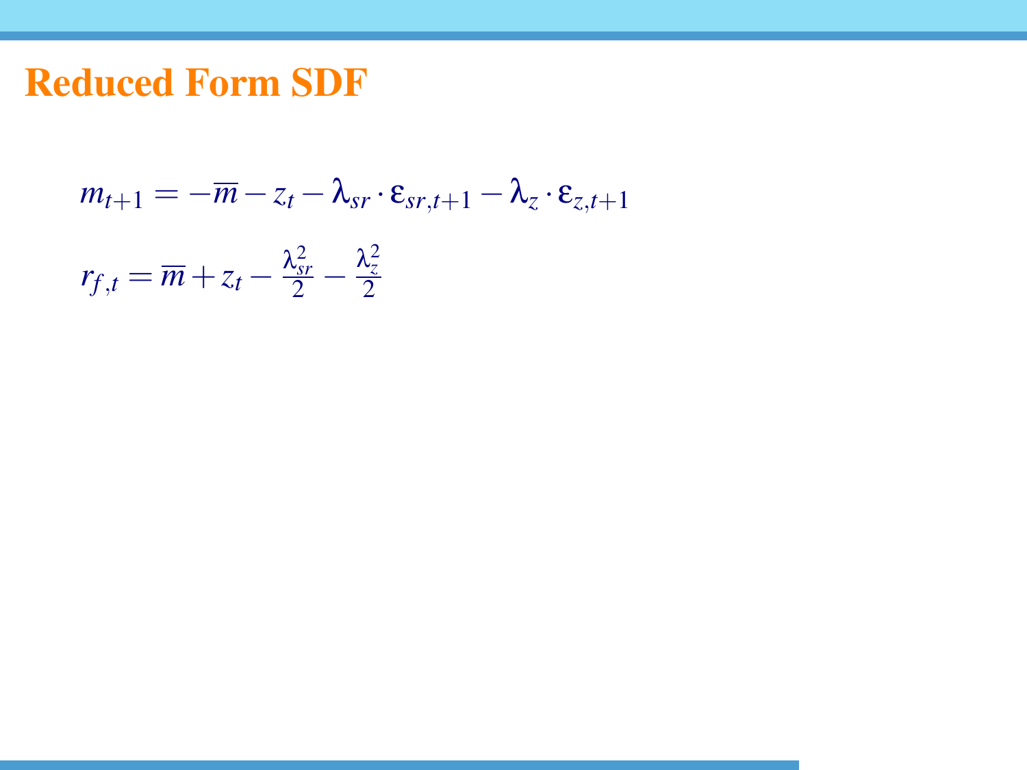# Reduced Form SDF

$$m_{t+1} = -\overline{m} - z_t - \lambda_{sr} \cdot \varepsilon_{sr,t+1} - \lambda_z \cdot \varepsilon_{z,t+1}$$

$$r_{f,t} = \overline{m} + z_t - \frac{\lambda_{sr}^2}{2} - \frac{\lambda_z^2}{2}$$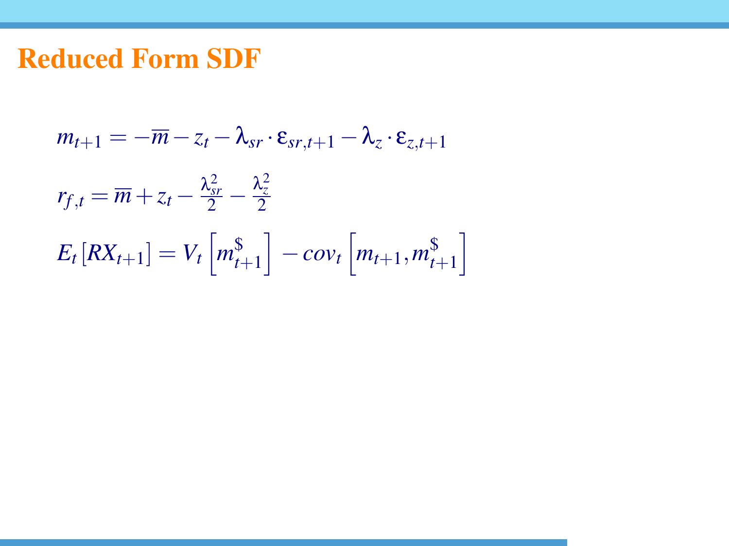# Reduced Form SDF

$$m_{t+1} = -\overline{m} - z_t - \lambda_{sr} \cdot \varepsilon_{sr,t+1} - \lambda_z \cdot \varepsilon_{z,t+1}$$

$$r_{f,t} = \overline{m} + z_t - \frac{\lambda_{sr}^2}{2} - \frac{\lambda_z^2}{2}$$

$$E_t\left[RX_{t+1}\right] = V_t\left[m_{t+1}^{\$}\right] - cov_t\left[m_{t+1}, m_{t+1}^{\$}\right]$$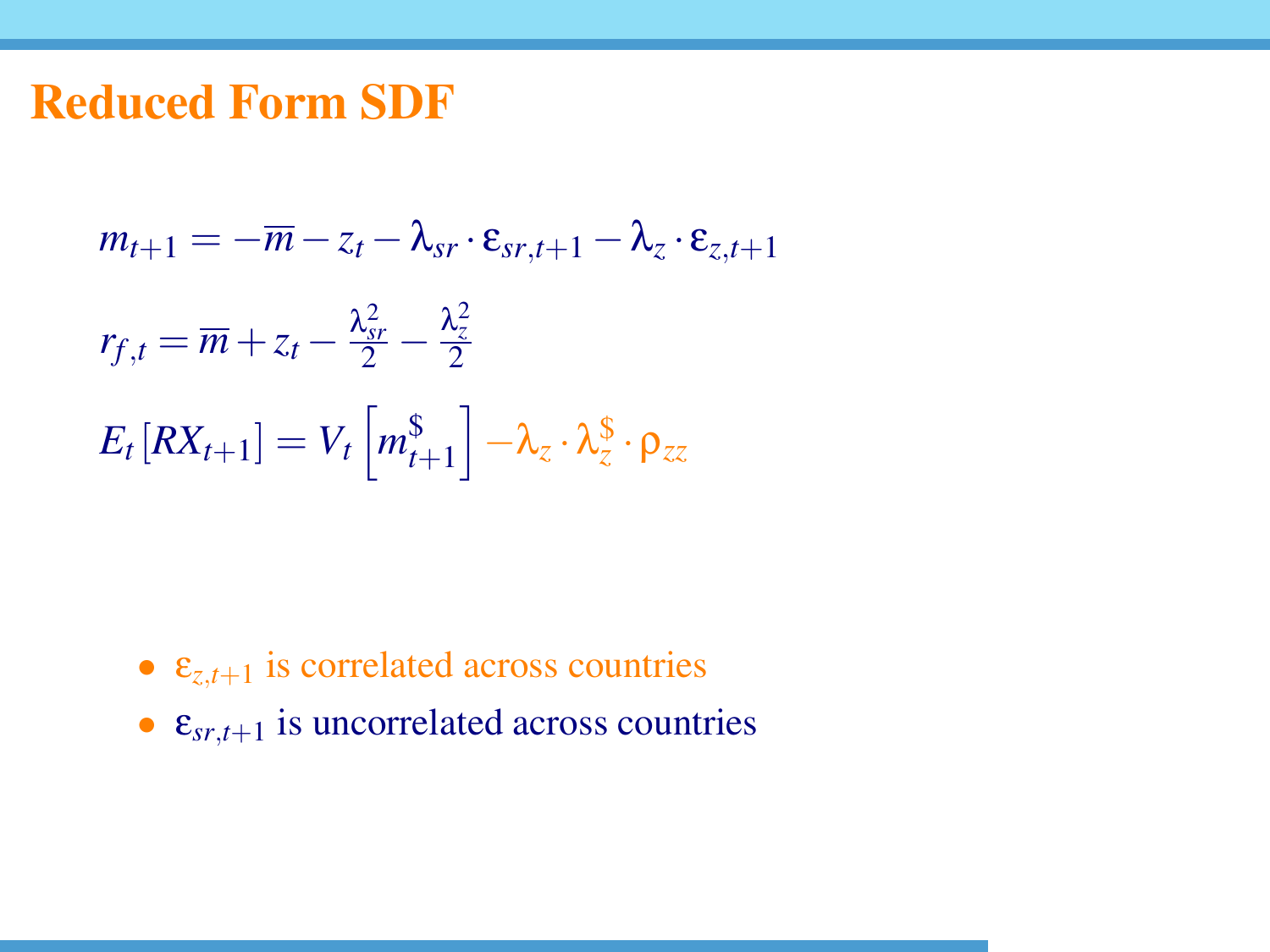# Reduced Form SDF

$$m_{t+1} = -\overline{m} - z_t - \lambda_{sr} \cdot \varepsilon_{sr,t+1} - \lambda_z \cdot \varepsilon_{z,t+1}$$

$$r_{f,t} = \overline{m} + z_t - \frac{\lambda_{sr}^2}{2} - \frac{\lambda_z^2}{2}$$

$$E_t\left[RX_{t+1}\right] = V_t\left[m_{t+1}^{\$}\right] - \lambda_z \cdot \lambda_z^{\$} \cdot \rho_{zz}$$

- $\varepsilon_{z,t+1}$ is correlated across countries
- $\varepsilon_{sr,t+1}$ is uncorrelated across countries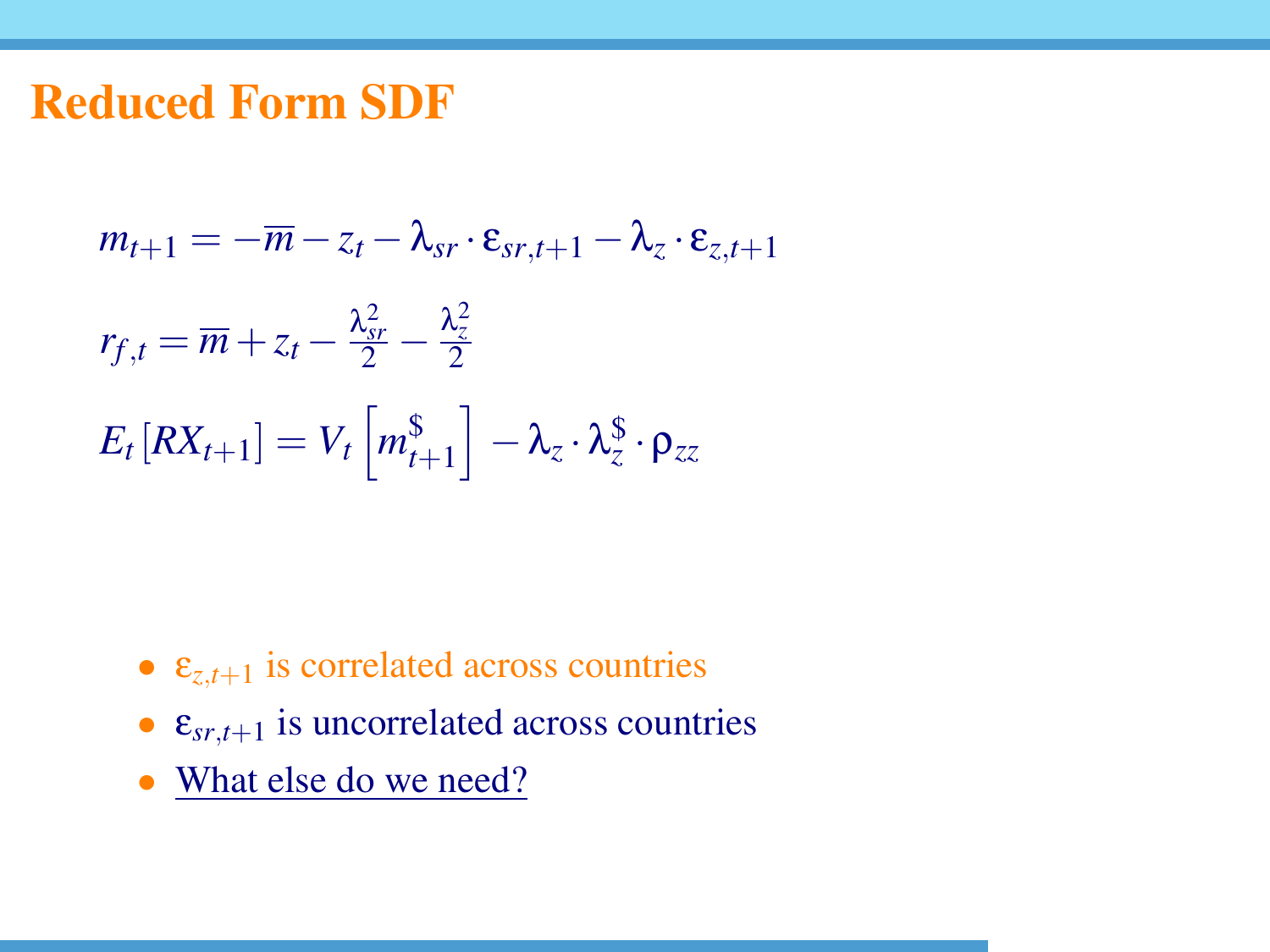# Reduced Form SDF

$$m_{t+1} = -\overline{m} - z_t - \lambda_{sr} \cdot \varepsilon_{sr,t+1} - \lambda_z \cdot \varepsilon_{z,t+1}$$

$$r_{f,t} = \overline{m} + z_t - \frac{\lambda_{sr}^2}{2} - \frac{\lambda_z^2}{2}$$

$$E_t\left[RX_{t+1}\right] = V_t\left[m_{t+1}^{\$}\right] - \lambda_z \cdot \lambda_z^{\$} \cdot \rho_{zz}$$

- $\varepsilon_{z,t+1}$ is correlated across countries
- $\varepsilon_{sr,t+1}$ is uncorrelated across countries
- What else do we need?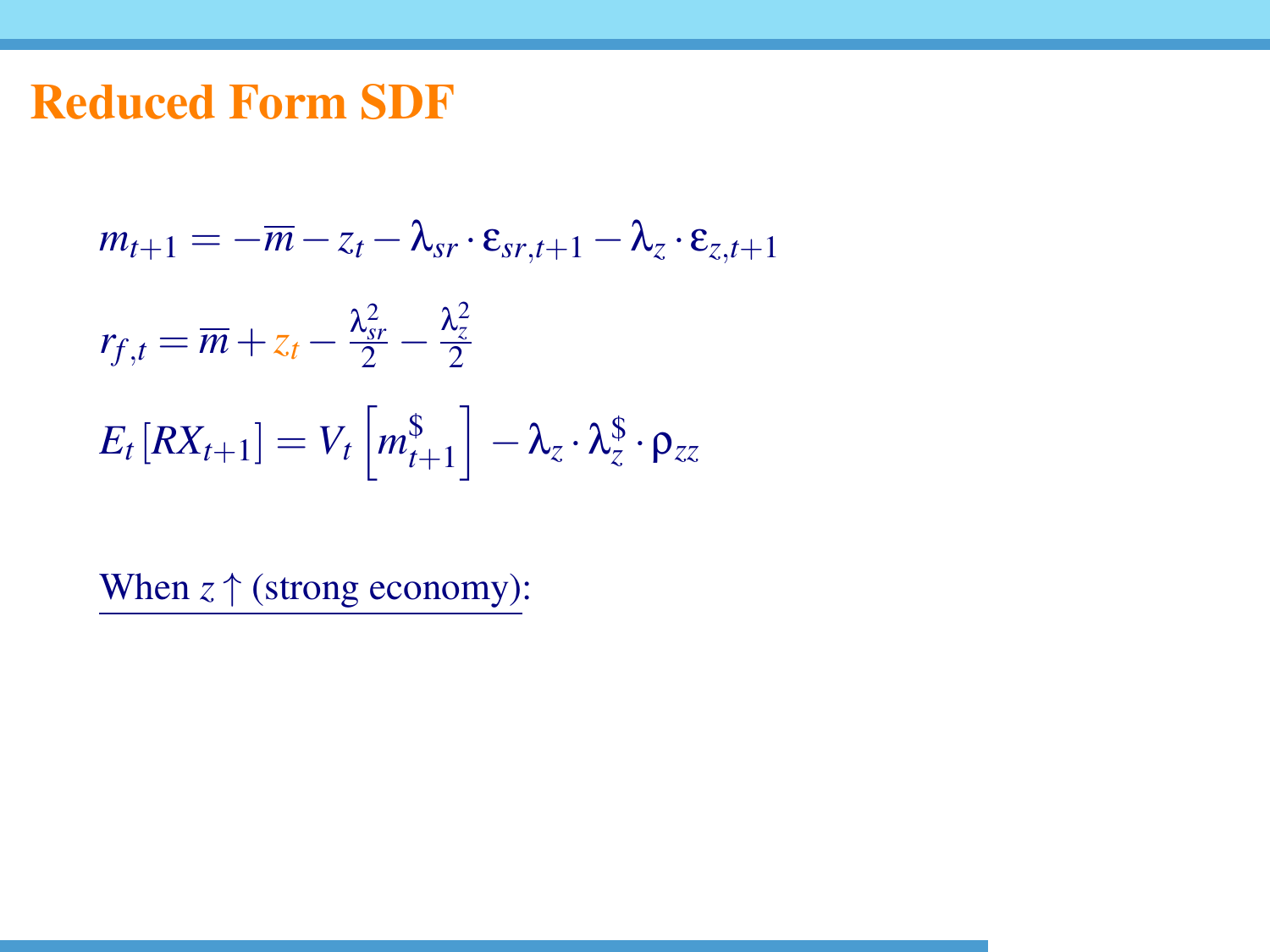# Reduced Form SDF

$$m_{t+1} = -\overline{m} - z_t - \lambda_{sr} \cdot \varepsilon_{sr,t+1} - \lambda_z \cdot \varepsilon_{z,t+1}$$

$$r_{f,t} = \overline{m} + z_t - \frac{\lambda_{sr}^2}{2} - \frac{\lambda_z^2}{2}$$

$$E_t\left[RX_{t+1}\right] = V_t\left[m_{t+1}^{\$}\right] - \lambda_z \cdot \lambda_z^{\$} \cdot \rho_{zz}$$

When $z \uparrow$ (strong economy):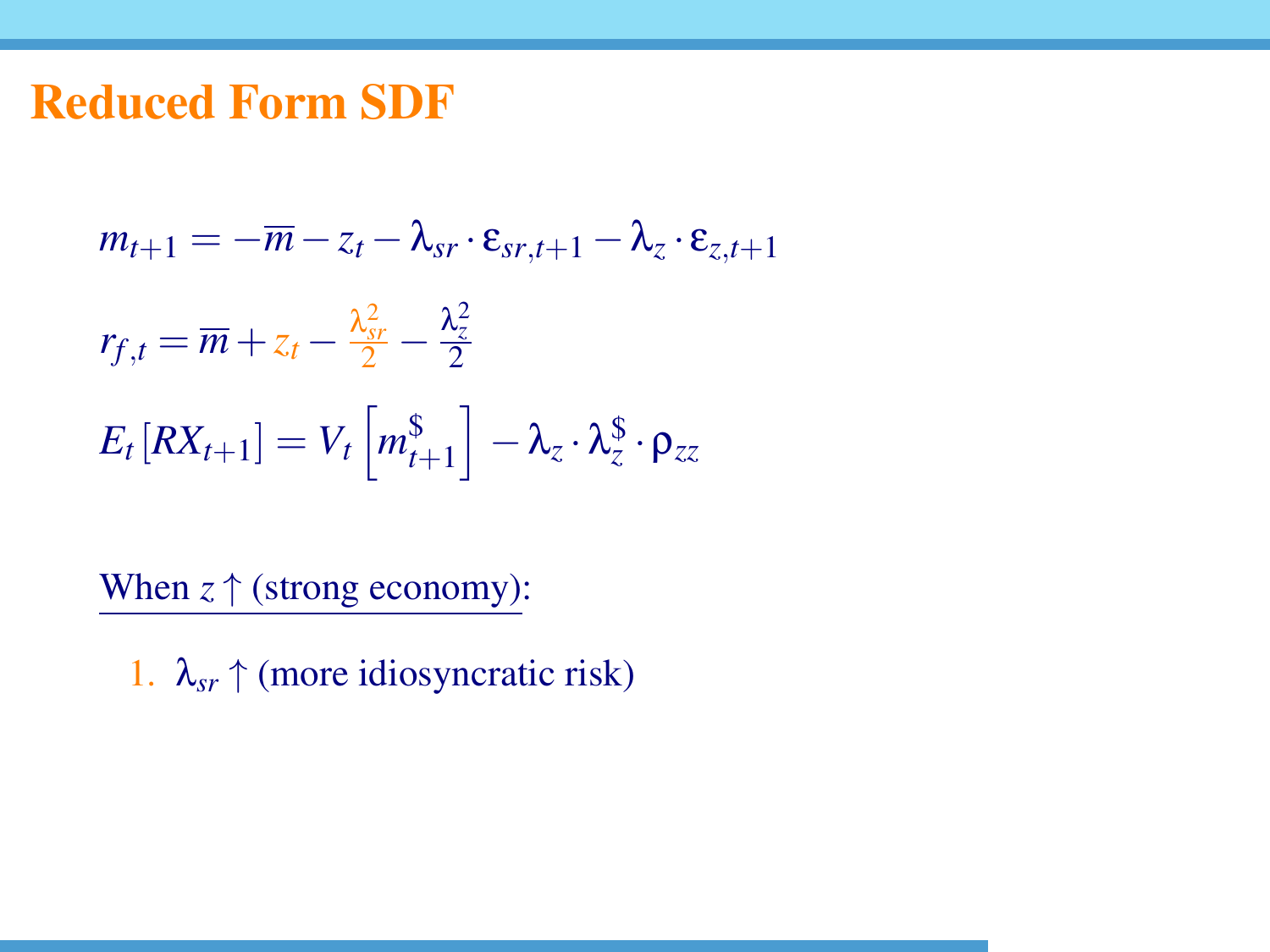# Reduced Form SDF

$$m_{t+1} = -\overline{m} - z_t - \lambda_{sr} \cdot \varepsilon_{sr,t+1} - \lambda_z \cdot \varepsilon_{z,t+1}$$

$$r_{f,t} = \overline{m} + z_t - \frac{\lambda_{sr}^2}{2} - \frac{\lambda_z^2}{2}$$

$$E_t\left[RX_{t+1}\right] = V_t\left[m_{t+1}^{\$}\right] - \lambda_z \cdot \lambda_z^{\$} \cdot \rho_{zz}$$

When $z \uparrow$ (strong economy):

1. $\lambda_{sr} \uparrow$ (more idiosyncratic risk)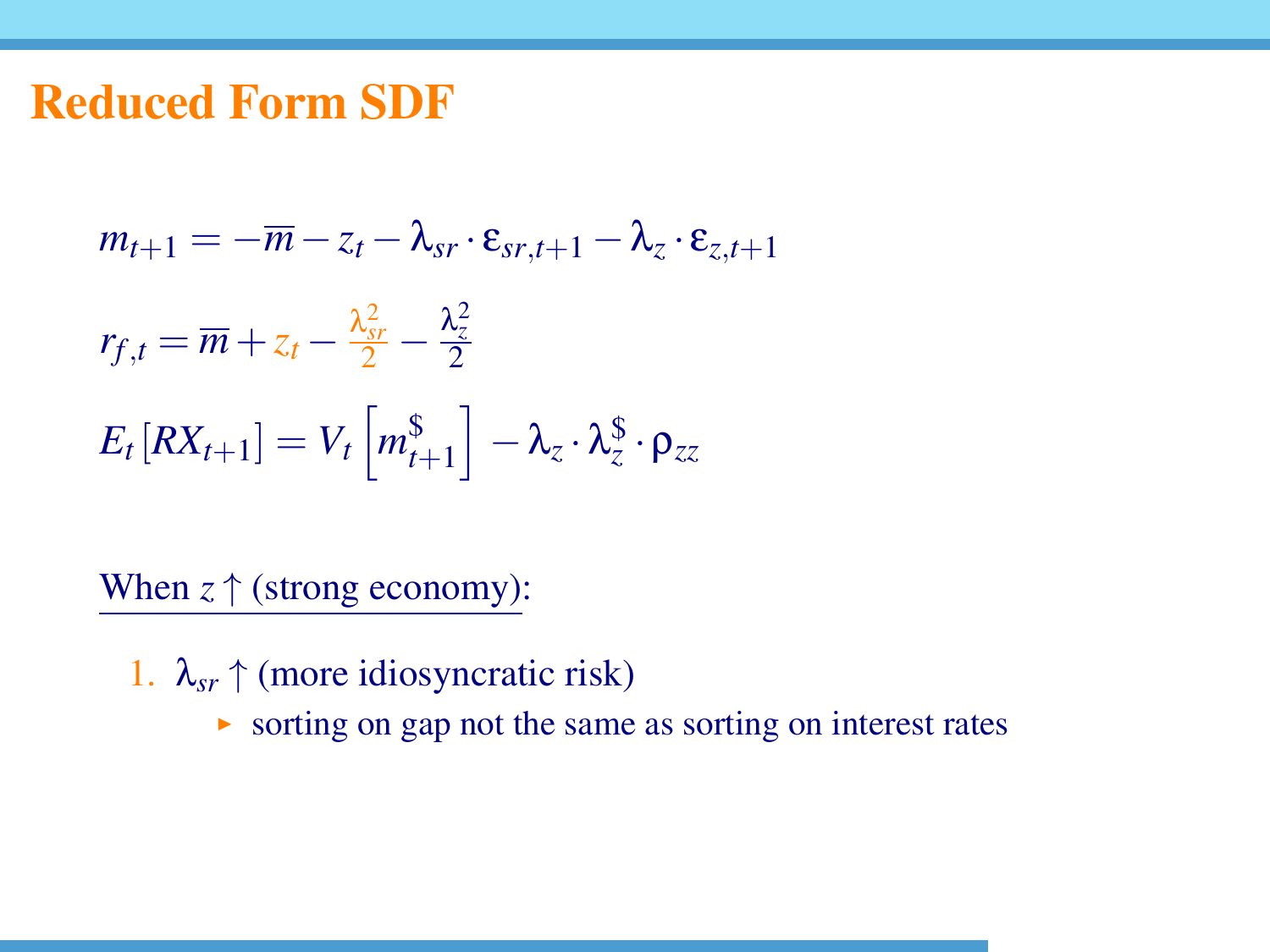# Reduced Form SDF

$$m_{t+1} = -\overline{m} - z_t - \lambda_{sr} \cdot \varepsilon_{sr,t+1} - \lambda_z \cdot \varepsilon_{z,t+1}$$

$$r_{f,t} = \overline{m} + z_t - \frac{\lambda_{sr}^2}{2} - \frac{\lambda_z^2}{2}$$

$$E_t\left[RX_{t+1}\right] = V_t\left[m_{t+1}^{\$}\right] - \lambda_z \cdot \lambda_z^{\$} \cdot \rho_{zz}$$

When $z \uparrow$ (strong economy):

1. $\lambda_{sr} \uparrow$ (more idiosyncratic risk)
   - sorting on gap not the same as sorting on interest rates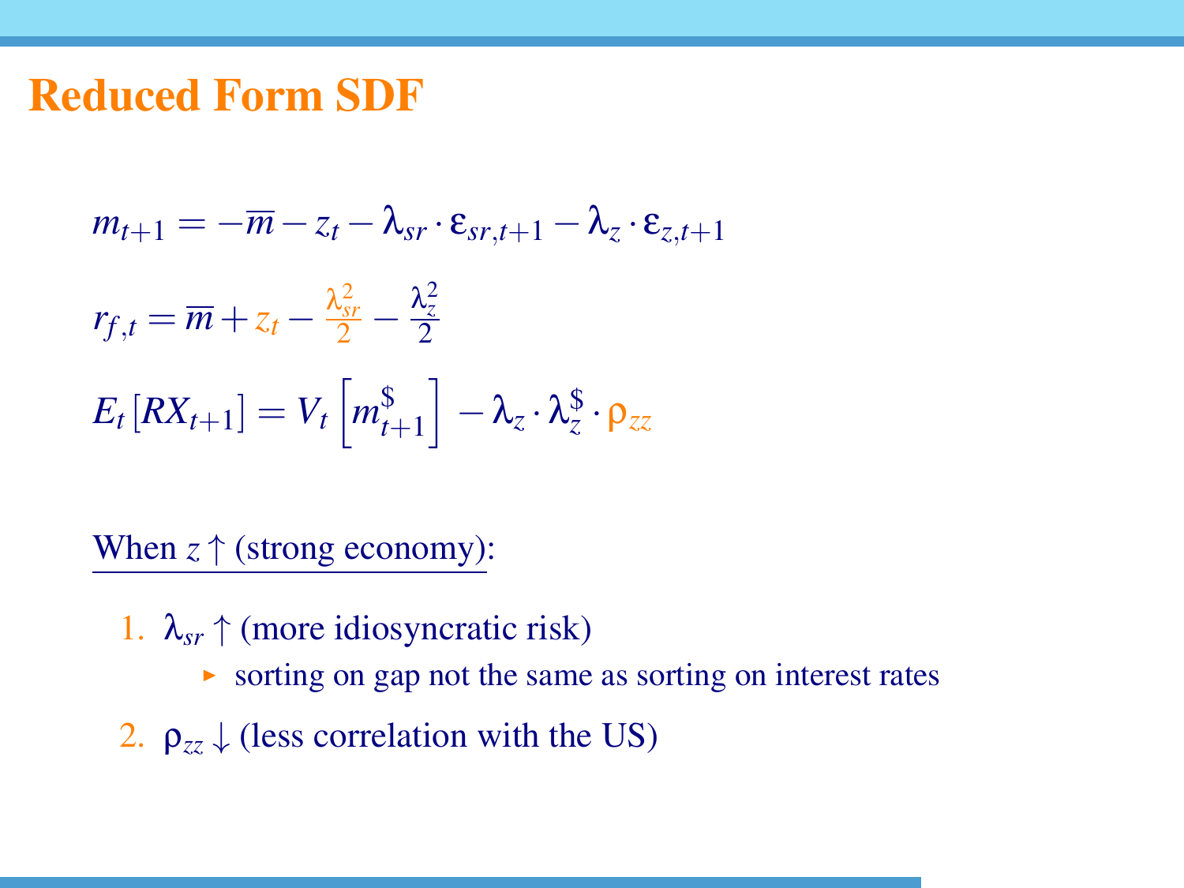# Reduced Form SDF

$$m_{t+1} = -\overline{m} - z_t - \lambda_{sr} \cdot \varepsilon_{sr,t+1} - \lambda_z \cdot \varepsilon_{z,t+1}$$

$$r_{f,t} = \overline{m} + z_t - \frac{\lambda_{sr}^2}{2} - \frac{\lambda_z^2}{2}$$

$$E_t\left[RX_{t+1}\right] = V_t\left[m_{t+1}^{\$}\right] - \lambda_z \cdot \lambda_z^{\$} \cdot \rho_{zz}$$

When $z \uparrow$ (strong economy):

1. $\lambda_{sr} \uparrow$ (more idiosyncratic risk)
   - sorting on gap not the same as sorting on interest rates
2. $\rho_{zz} \downarrow$ (less correlation with the US)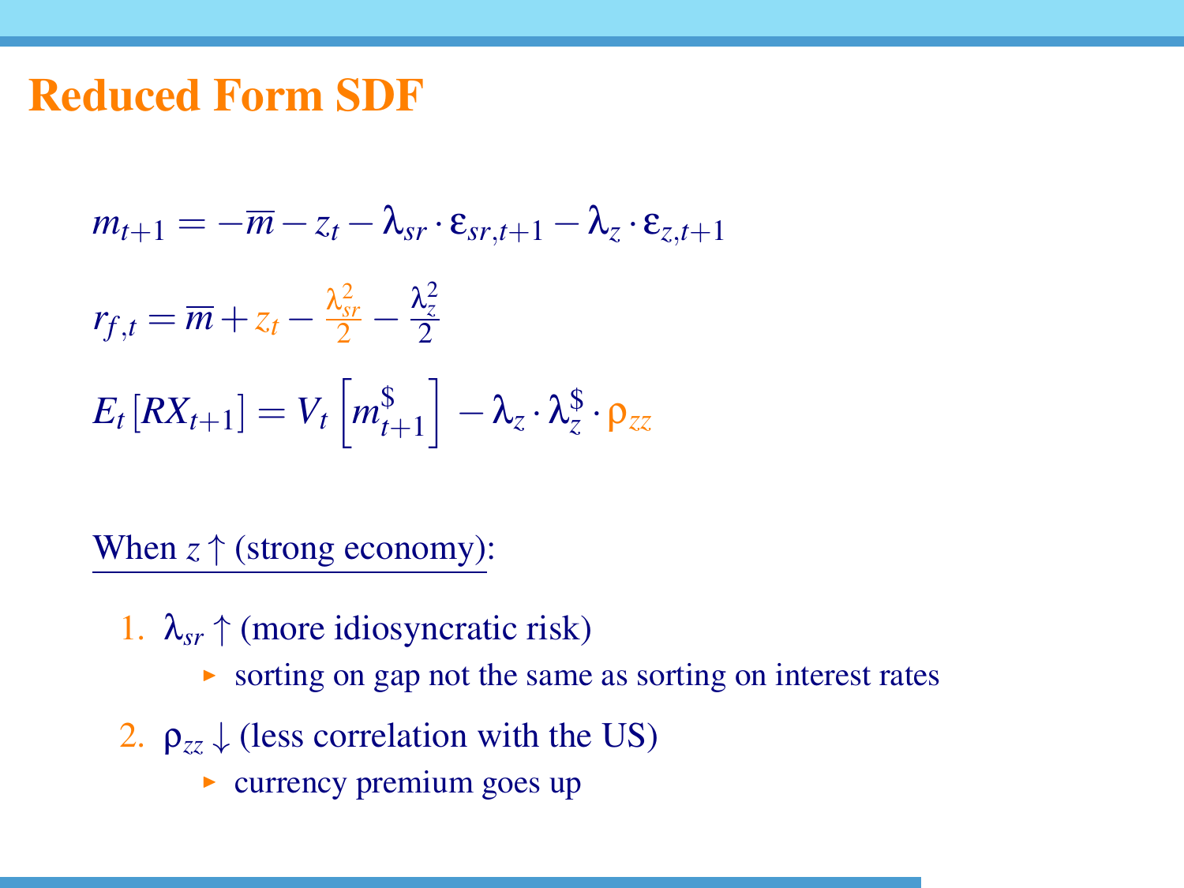# Reduced Form SDF

$$m_{t+1} = -\overline{m} - z_t - \lambda_{sr} \cdot \varepsilon_{sr,t+1} - \lambda_z \cdot \varepsilon_{z,t+1}$$

$$r_{f,t} = \overline{m} + z_t - \frac{\lambda_{sr}^2}{2} - \frac{\lambda_z^2}{2}$$

$$E_t\left[RX_{t+1}\right] = V_t\left[m_{t+1}^{\$}\right] - \lambda_z \cdot \lambda_z^{\$} \cdot \rho_{zz}$$

When $z \uparrow$ (strong economy):

1. $\lambda_{sr} \uparrow$ (more idiosyncratic risk)
   - sorting on gap not the same as sorting on interest rates
2. $\rho_{zz} \downarrow$ (less correlation with the US)
   - currency premium goes up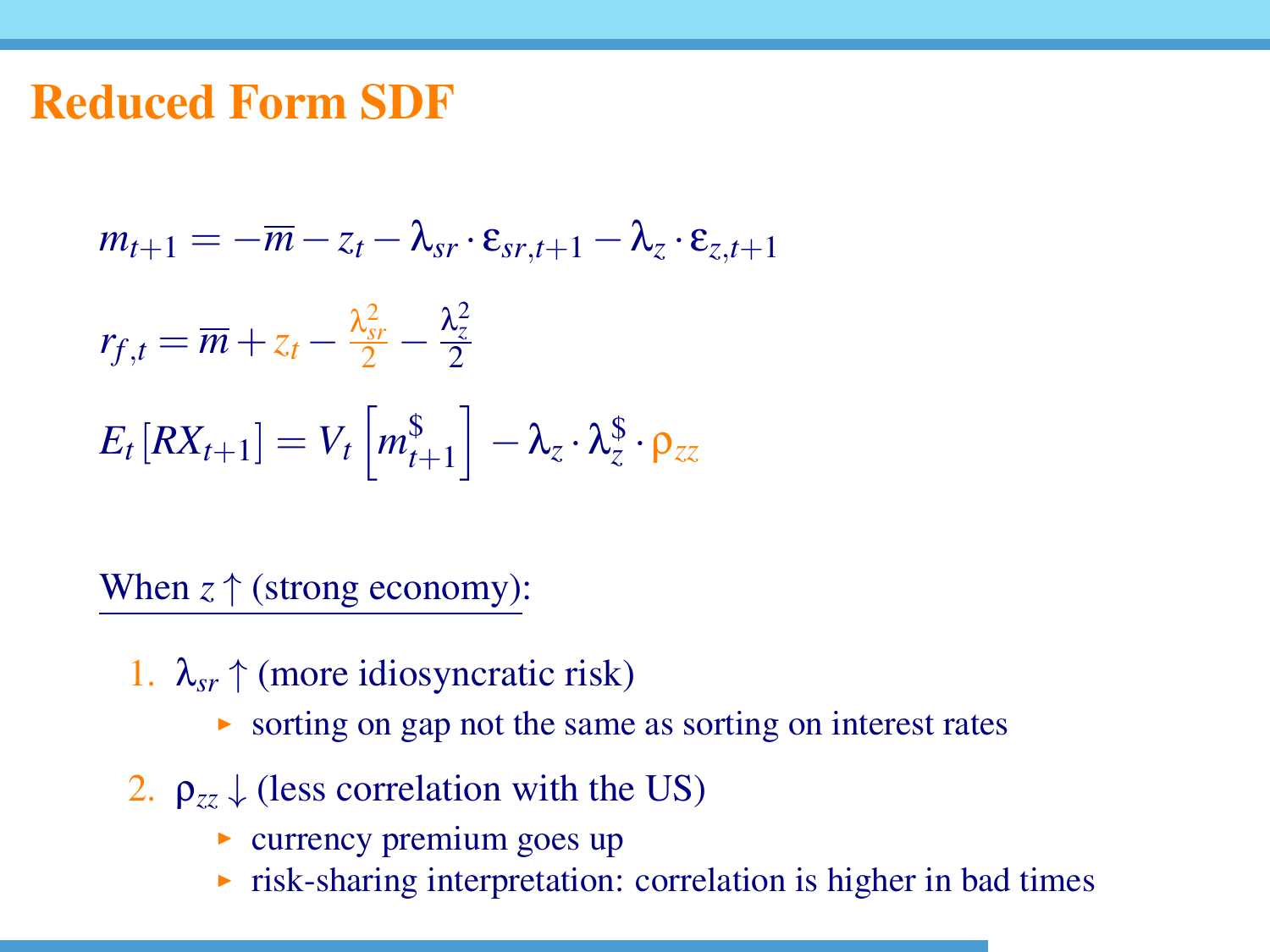# Reduced Form SDF

$$m_{t+1} = -\overline{m} - z_t - \lambda_{sr} \cdot \varepsilon_{sr,t+1} - \lambda_z \cdot \varepsilon_{z,t+1}$$

$$r_{f,t} = \overline{m} + z_t - \frac{\lambda_{sr}^2}{2} - \frac{\lambda_z^2}{2}$$

$$E_t \left[ RX_{t+1} \right] = V_t \left[ m_{t+1}^{\$} \right] - \lambda_z \cdot \lambda_z^{\$} \cdot \rho_{zz}$$

When $z \uparrow$ (strong economy):

1. $\lambda_{sr} \uparrow$ (more idiosyncratic risk)
   - sorting on gap not the same as sorting on interest rates
2. $\rho_{zz} \downarrow$ (less correlation with the US)
   - currency premium goes up
   - risk-sharing interpretation: correlation is higher in bad times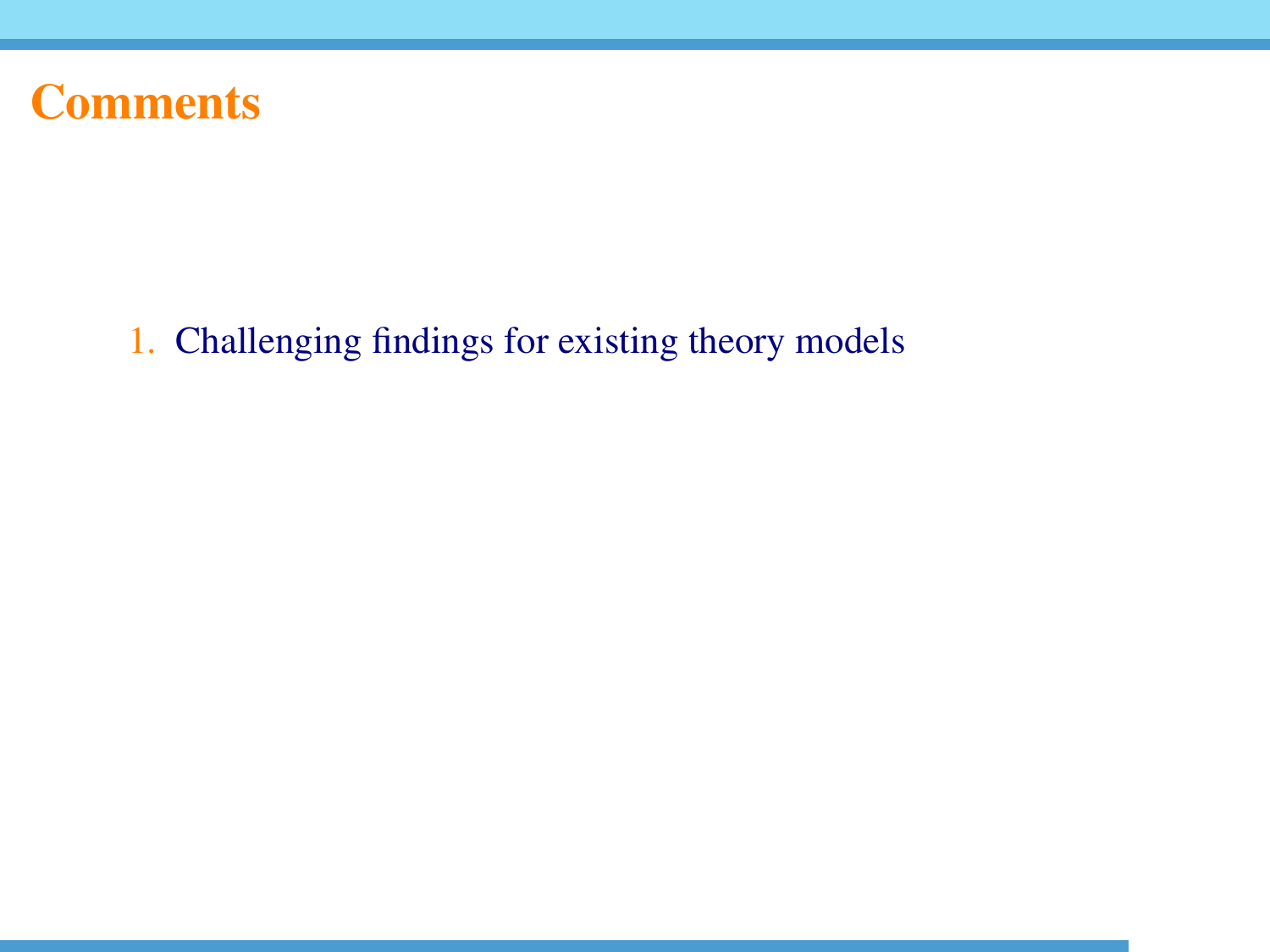## Comments

1. Challenging findings for existing theory models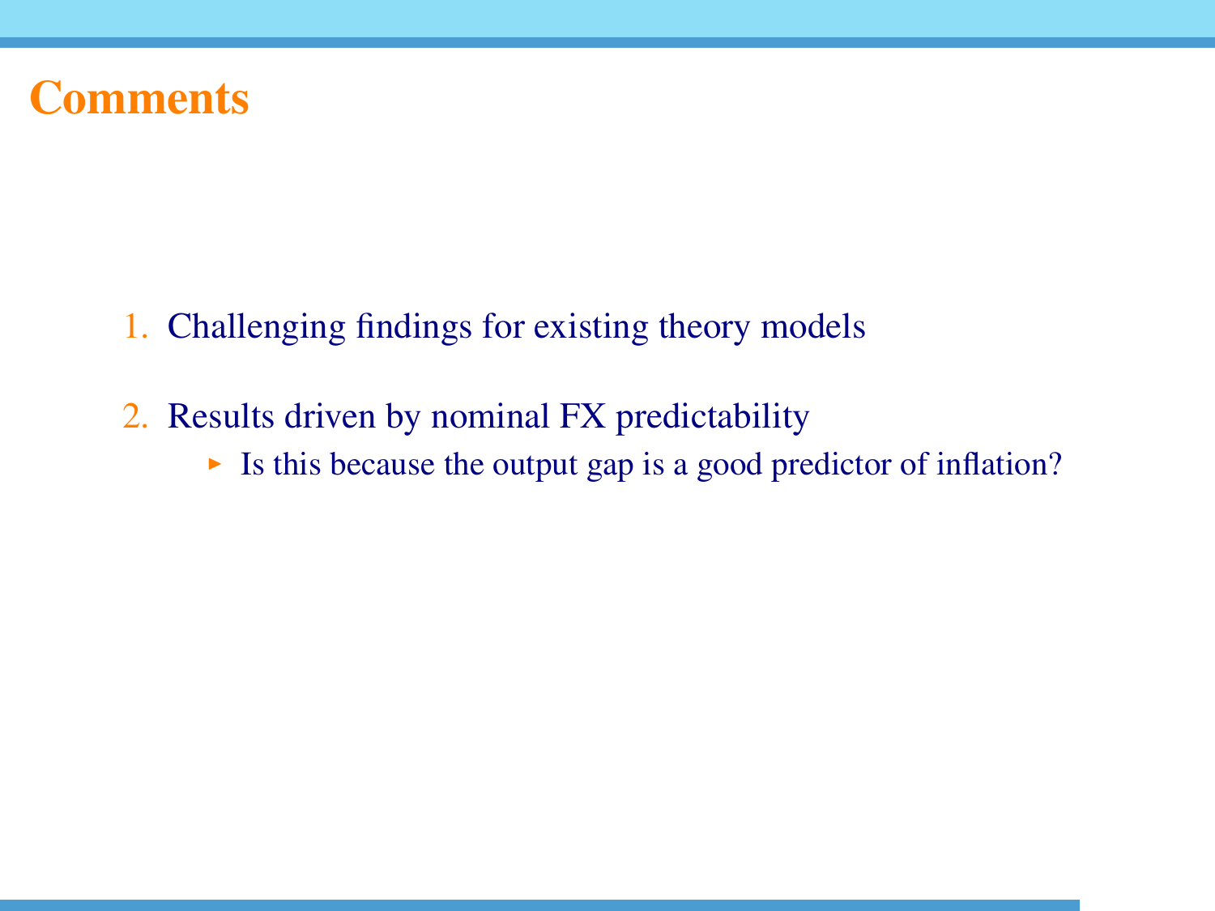# Comments

1. Challenging findings for existing theory models
2. Results driven by nominal FX predictability
   - Is this because the output gap is a good predictor of inflation?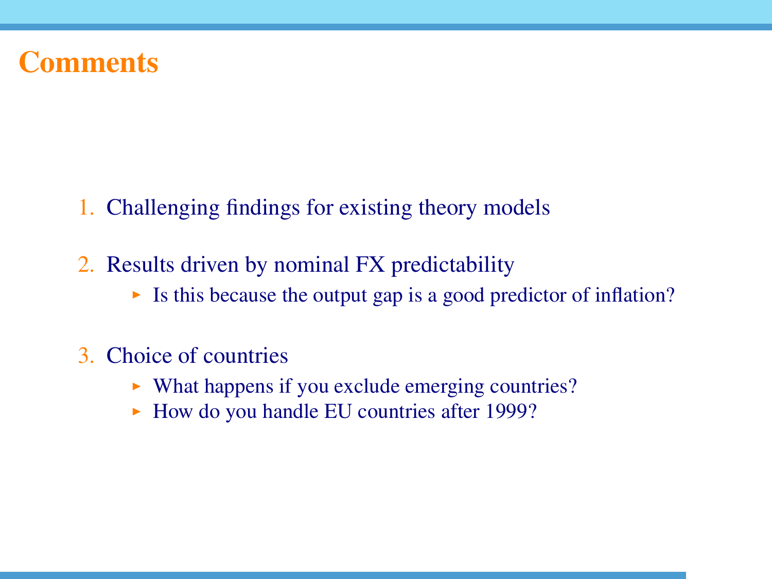# Comments

1. Challenging findings for existing theory models
2. Results driven by nominal FX predictability
   - Is this because the output gap is a good predictor of inflation?
3. Choice of countries
   - What happens if you exclude emerging countries?
   - How do you handle EU countries after 1999?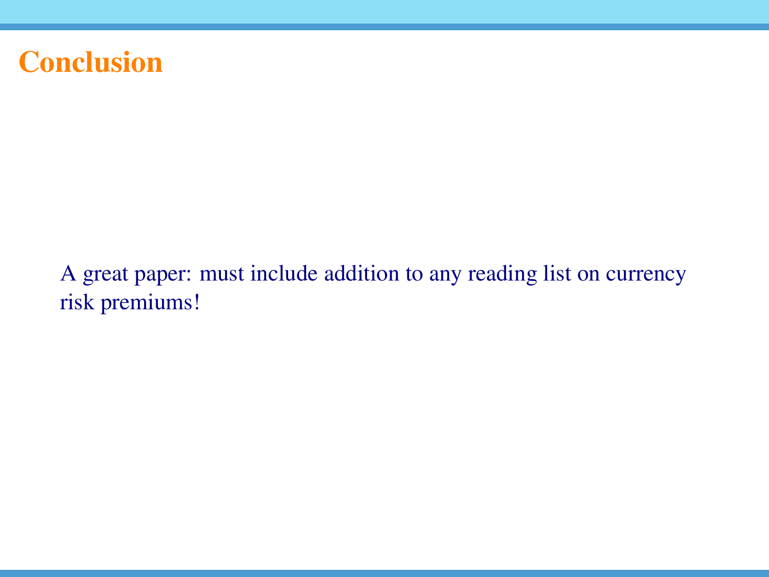# Conclusion

A great paper: must include addition to any reading list on currency risk premiums!